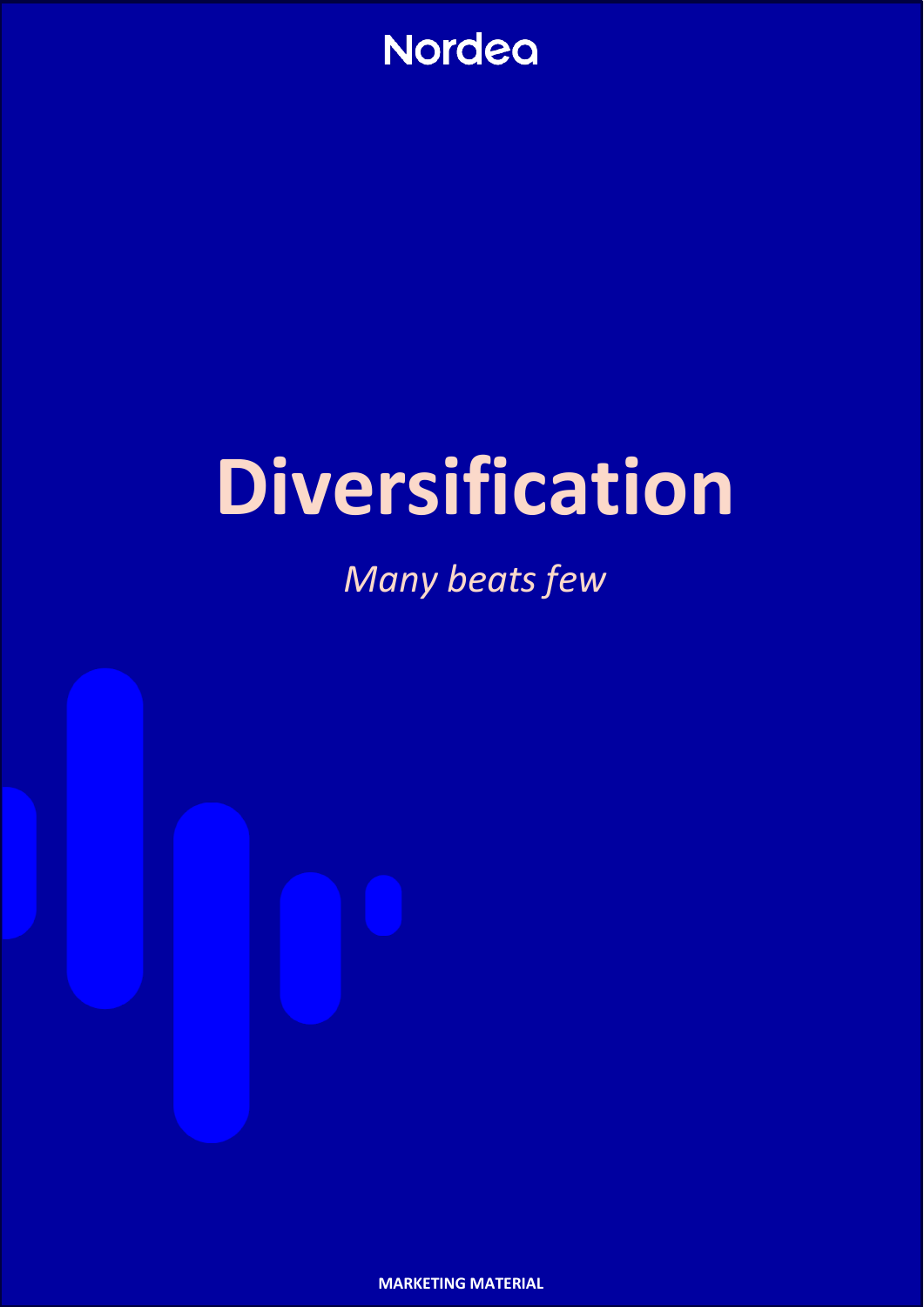Nordea

# Diversification

*Many beats few*

**MARKETING MATERIAL**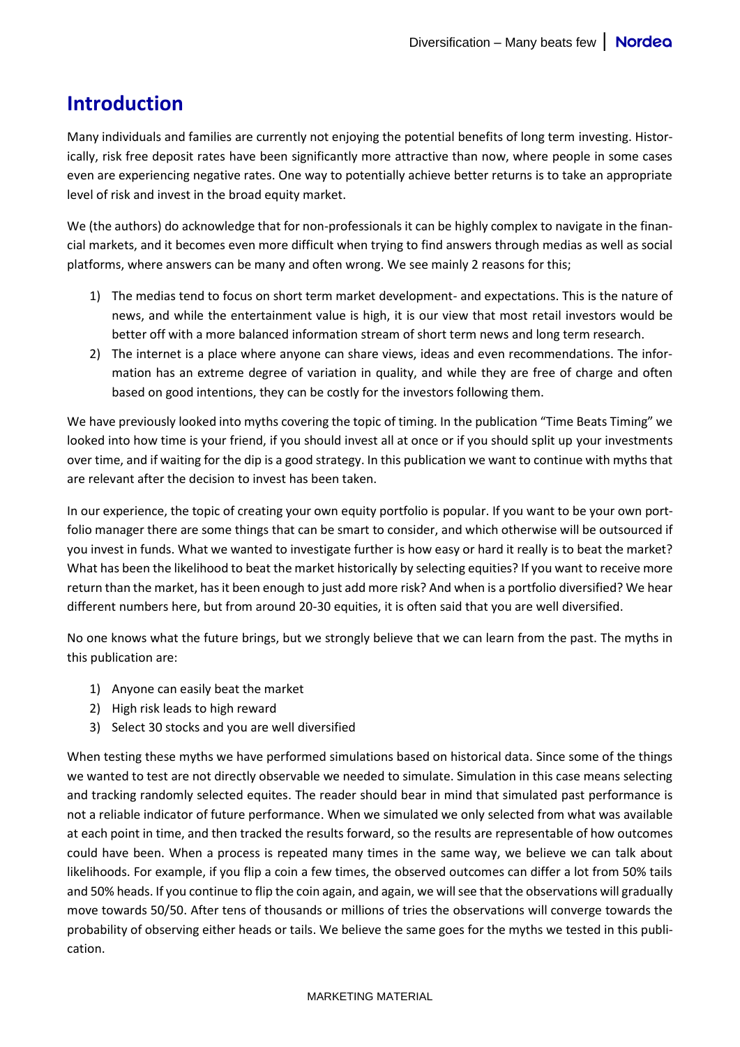## Introduction

Many individuals and families are currently not enjoying the potential benefits of long term investing. Historically, risk free deposit rates have been significantly more attractive than now, where people in some cases even are experiencing negative rates. One way to potentially achieve better returns is to take an appropriate level of risk and invest in the broad equity market.

We (the authors) do acknowledge that for non-professionals it can be highly complex to navigate in the financial markets, and it becomes even more difficult when trying to find answers through medias as well as social platforms, where answers can be many and often wrong. We see mainly 2 reasons for this;

1) The medias tend to focus on short term market development- and expectations. This is the nature of news, and while the entertainment value is high, it is our view that most retail investors would be better off with a more balanced information stream of short term news and long term research.
2) The internet is a place where anyone can share views, ideas and even recommendations. The information has an extreme degree of variation in quality, and while they are free of charge and often based on good intentions, they can be costly for the investors following them.

We have previously looked into myths covering the topic of timing. In the publication "Time Beats Timing" we looked into how time is your friend, if you should invest all at once or if you should split up your investments over time, and if waiting for the dip is a good strategy. In this publication we want to continue with myths that are relevant after the decision to invest has been taken.

In our experience, the topic of creating your own equity portfolio is popular. If you want to be your own portfolio manager there are some things that can be smart to consider, and which otherwise will be outsourced if you invest in funds. What we wanted to investigate further is how easy or hard it really is to beat the market? What has been the likelihood to beat the market historically by selecting equities? If you want to receive more return than the market, has it been enough to just add more risk? And when is a portfolio diversified? We hear different numbers here, but from around 20-30 equities, it is often said that you are well diversified.

No one knows what the future brings, but we strongly believe that we can learn from the past. The myths in this publication are:

1) Anyone can easily beat the market
2) High risk leads to high reward
3) Select 30 stocks and you are well diversified

When testing these myths we have performed simulations based on historical data. Since some of the things we wanted to test are not directly observable we needed to simulate. Simulation in this case means selecting and tracking randomly selected equites. The reader should bear in mind that simulated past performance is not a reliable indicator of future performance. When we simulated we only selected from what was available at each point in time, and then tracked the results forward, so the results are representable of how outcomes could have been. When a process is repeated many times in the same way, we believe we can talk about likelihoods. For example, if you flip a coin a few times, the observed outcomes can differ a lot from 50% tails and 50% heads. If you continue to flip the coin again, and again, we will see that the observations will gradually move towards 50/50. After tens of thousands or millions of tries the observations will converge towards the probability of observing either heads or tails. We believe the same goes for the myths we tested in this publication.

MARKETING MATERIAL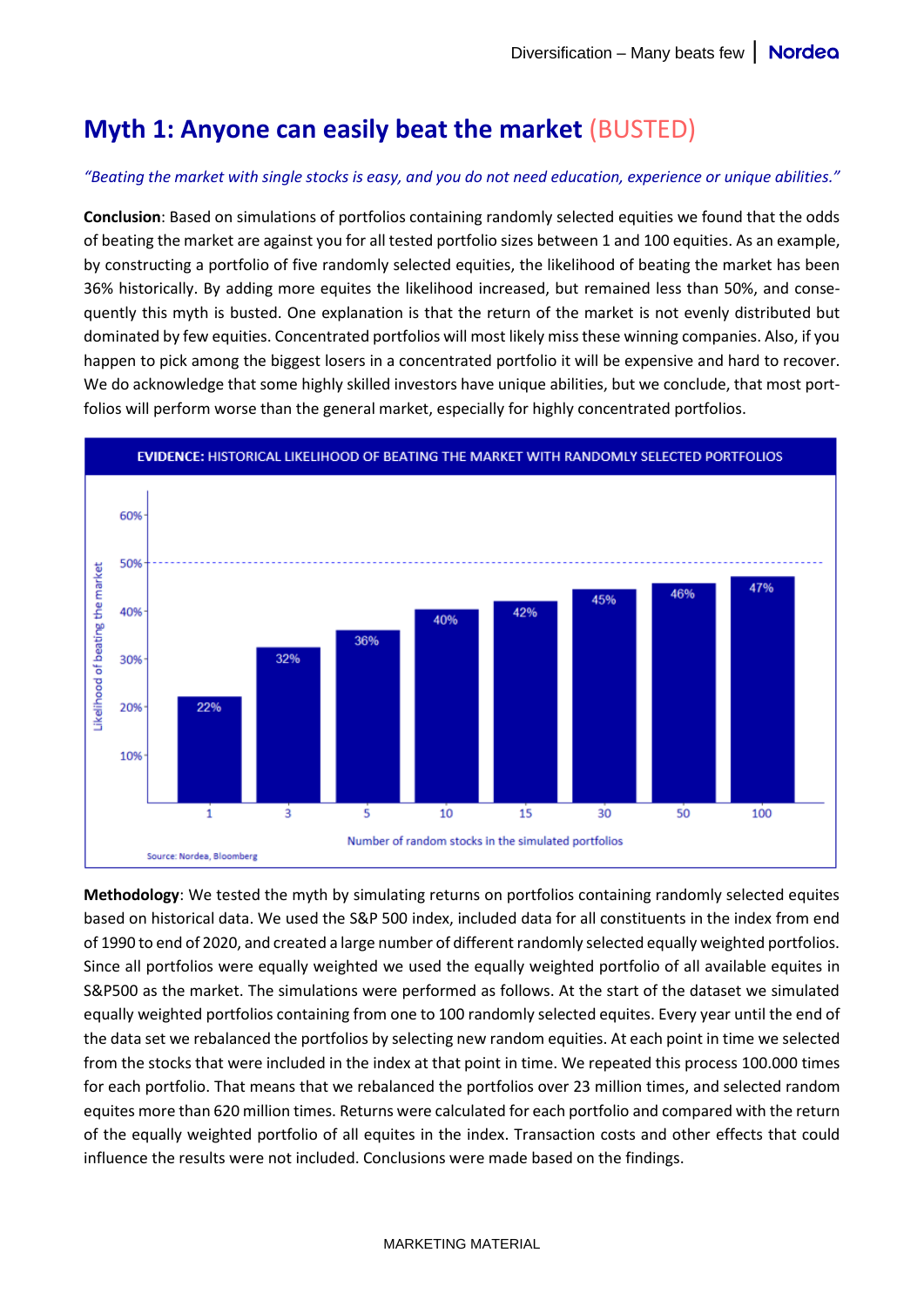# Myth 1: Anyone can easily beat the market (BUSTED)

*"Beating the market with single stocks is easy, and you do not need education, experience or unique abilities."*

**Conclusion**: Based on simulations of portfolios containing randomly selected equities we found that the odds of beating the market are against you for all tested portfolio sizes between 1 and 100 equities. As an example, by constructing a portfolio of five randomly selected equities, the likelihood of beating the market has been 36% historically. By adding more equites the likelihood increased, but remained less than 50%, and consequently this myth is busted. One explanation is that the return of the market is not evenly distributed but dominated by few equities. Concentrated portfolios will most likely miss these winning companies. Also, if you happen to pick among the biggest losers in a concentrated portfolio it will be expensive and hard to recover. We do acknowledge that some highly skilled investors have unique abilities, but we conclude, that most portfolios will perform worse than the general market, especially for highly concentrated portfolios.

**EVIDENCE:** HISTORICAL LIKELIHOOD OF BEATING THE MARKET WITH RANDOMLY SELECTED PORTFOLIOS

Likelihood of beating the market

60%
50%
40%
30%
20%
10%

22%
32%
36%
40%
42%
45%
46%
47%

1
3
5
10
15
30
50
100

Number of random stocks in the simulated portfolios

Source: Nordea, Bloomberg

**Methodology**: We tested the myth by simulating returns on portfolios containing randomly selected equites based on historical data. We used the S&P 500 index, included data for all constituents in the index from end of 1990 to end of 2020, and created a large number of different randomly selected equally weighted portfolios. Since all portfolios were equally weighted we used the equally weighted portfolio of all available equites in S&P500 as the market. The simulations were performed as follows. At the start of the dataset we simulated equally weighted portfolios containing from one to 100 randomly selected equites. Every year until the end of the data set we rebalanced the portfolios by selecting new random equities. At each point in time we selected from the stocks that were included in the index at that point in time. We repeated this process 100.000 times for each portfolio. That means that we rebalanced the portfolios over 23 million times, and selected random equites more than 620 million times. Returns were calculated for each portfolio and compared with the return of the equally weighted portfolio of all equites in the index. Transaction costs and other effects that could influence the results were not included. Conclusions were made based on the findings.

MARKETING MATERIAL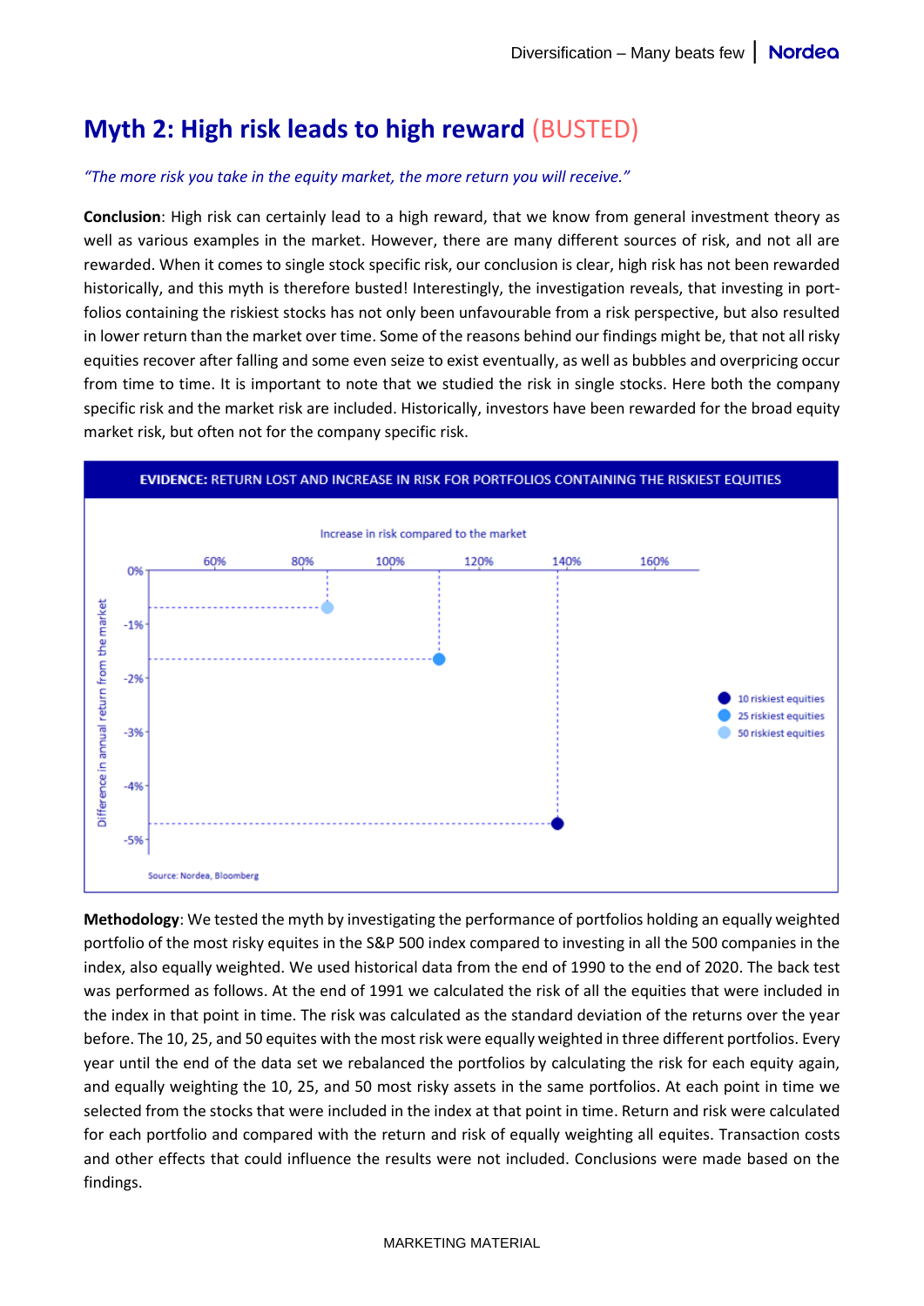# Myth 2: High risk leads to high reward (BUSTED)

*"The more risk you take in the equity market, the more return you will receive."*

**Conclusion**: High risk can certainly lead to a high reward, that we know from general investment theory as well as various examples in the market. However, there are many different sources of risk, and not all are rewarded. When it comes to single stock specific risk, our conclusion is clear, high risk has not been rewarded historically, and this myth is therefore busted! Interestingly, the investigation reveals, that investing in portfolios containing the riskiest stocks has not only been unfavourable from a risk perspective, but also resulted in lower return than the market over time. Some of the reasons behind our findings might be, that not all risky equities recover after falling and some even seize to exist eventually, as well as bubbles and overpricing occur from time to time. It is important to note that we studied the risk in single stocks. Here both the company specific risk and the market risk are included. Historically, investors have been rewarded for the broad equity market risk, but often not for the company specific risk.

**EVIDENCE:** RETURN LOST AND INCREASE IN RISK FOR PORTFOLIOS CONTAINING THE RISKIEST EQUITIES

Increase in risk compared to the market

Difference in annual return from the market

- 10 riskiest equities
- 25 riskiest equities
- 50 riskiest equities

Source: Nordea, Bloomberg

**Methodology**: We tested the myth by investigating the performance of portfolios holding an equally weighted portfolio of the most risky equites in the S&P 500 index compared to investing in all the 500 companies in the index, also equally weighted. We used historical data from the end of 1990 to the end of 2020. The back test was performed as follows. At the end of 1991 we calculated the risk of all the equities that were included in the index in that point in time. The risk was calculated as the standard deviation of the returns over the year before. The 10, 25, and 50 equites with the most risk were equally weighted in three different portfolios. Every year until the end of the data set we rebalanced the portfolios by calculating the risk for each equity again, and equally weighting the 10, 25, and 50 most risky assets in the same portfolios. At each point in time we selected from the stocks that were included in the index at that point in time. Return and risk were calculated for each portfolio and compared with the return and risk of equally weighting all equites. Transaction costs and other effects that could influence the results were not included. Conclusions were made based on the findings.

MARKETING MATERIAL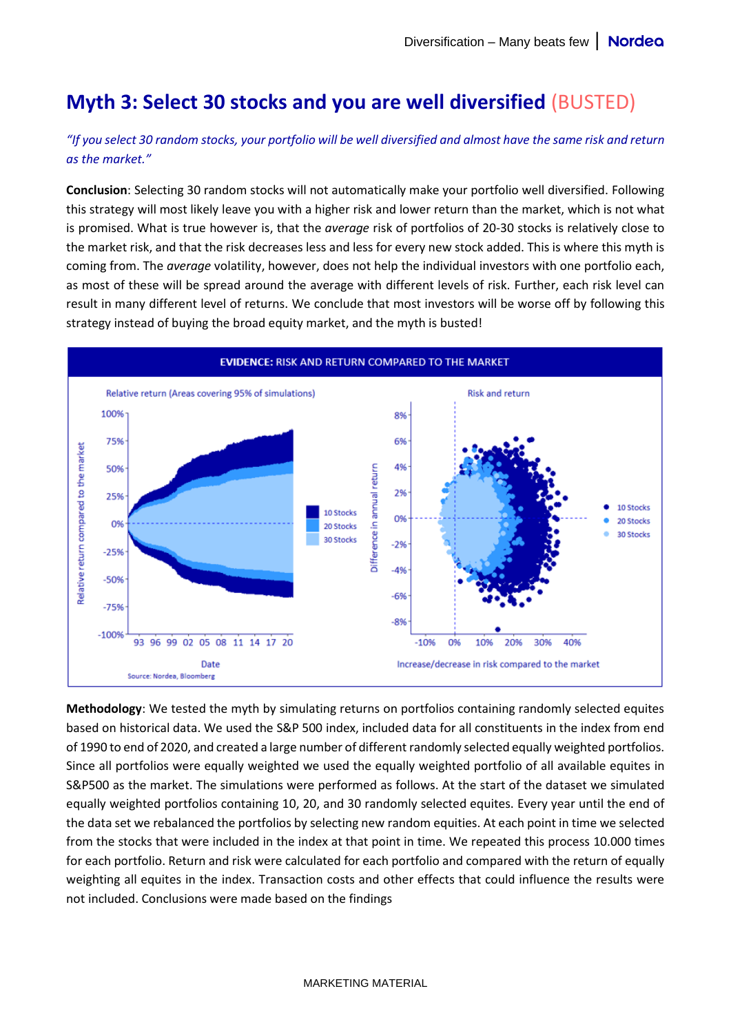# Myth 3: Select 30 stocks and you are well diversified (BUSTED)

*"If you select 30 random stocks, your portfolio will be well diversified and almost have the same risk and return as the market."*

**Conclusion**: Selecting 30 random stocks will not automatically make your portfolio well diversified. Following this strategy will most likely leave you with a higher risk and lower return than the market, which is not what is promised. What is true however is, that the *average* risk of portfolios of 20-30 stocks is relatively close to the market risk, and that the risk decreases less and less for every new stock added. This is where this myth is coming from. The *average* volatility, however, does not help the individual investors with one portfolio each, as most of these will be spread around the average with different levels of risk. Further, each risk level can result in many different level of returns. We conclude that most investors will be worse off by following this strategy instead of buying the broad equity market, and the myth is busted!

**EVIDENCE: RISK AND RETURN COMPARED TO THE MARKET**

Source: Nordea, Bloomberg

**Methodology**: We tested the myth by simulating returns on portfolios containing randomly selected equites based on historical data. We used the S&P 500 index, included data for all constituents in the index from end of 1990 to end of 2020, and created a large number of different randomly selected equally weighted portfolios. Since all portfolios were equally weighted we used the equally weighted portfolio of all available equites in S&P500 as the market. The simulations were performed as follows. At the start of the dataset we simulated equally weighted portfolios containing 10, 20, and 30 randomly selected equites. Every year until the end of the data set we rebalanced the portfolios by selecting new random equities. At each point in time we selected from the stocks that were included in the index at that point in time. We repeated this process 10.000 times for each portfolio. Return and risk were calculated for each portfolio and compared with the return of equally weighting all equites in the index. Transaction costs and other effects that could influence the results were not included. Conclusions were made based on the findings

MARKETING MATERIAL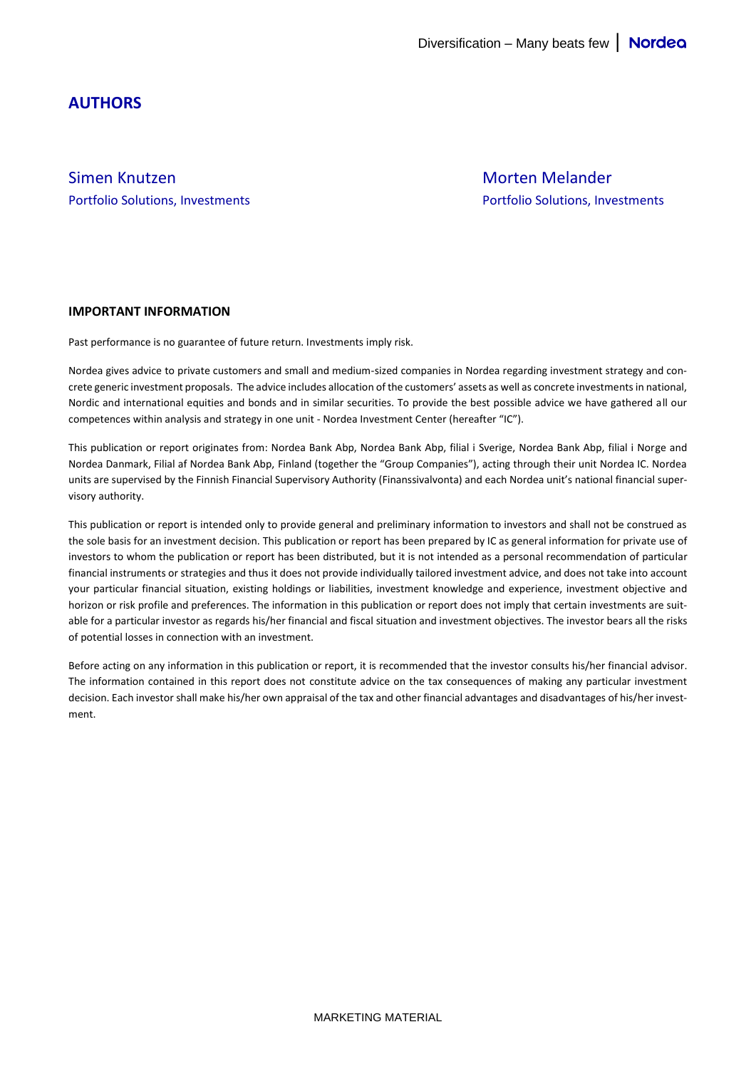## AUTHORS

Simen Knutzen
Portfolio Solutions, Investments

Morten Melander
Portfolio Solutions, Investments

### IMPORTANT INFORMATION

Past performance is no guarantee of future return. Investments imply risk.

Nordea gives advice to private customers and small and medium-sized companies in Nordea regarding investment strategy and concrete generic investment proposals. The advice includes allocation of the customers' assets as well as concrete investments in national, Nordic and international equities and bonds and in similar securities. To provide the best possible advice we have gathered all our competences within analysis and strategy in one unit - Nordea Investment Center (hereafter "IC").

This publication or report originates from: Nordea Bank Abp, Nordea Bank Abp, filial i Sverige, Nordea Bank Abp, filial i Norge and Nordea Danmark, Filial af Nordea Bank Abp, Finland (together the "Group Companies"), acting through their unit Nordea IC. Nordea units are supervised by the Finnish Financial Supervisory Authority (Finanssivalvonta) and each Nordea unit's national financial supervisory authority.

This publication or report is intended only to provide general and preliminary information to investors and shall not be construed as the sole basis for an investment decision. This publication or report has been prepared by IC as general information for private use of investors to whom the publication or report has been distributed, but it is not intended as a personal recommendation of particular financial instruments or strategies and thus it does not provide individually tailored investment advice, and does not take into account your particular financial situation, existing holdings or liabilities, investment knowledge and experience, investment objective and horizon or risk profile and preferences. The information in this publication or report does not imply that certain investments are suitable for a particular investor as regards his/her financial and fiscal situation and investment objectives. The investor bears all the risks of potential losses in connection with an investment.

Before acting on any information in this publication or report, it is recommended that the investor consults his/her financial advisor. The information contained in this report does not constitute advice on the tax consequences of making any particular investment decision. Each investor shall make his/her own appraisal of the tax and other financial advantages and disadvantages of his/her investment.

MARKETING MATERIAL